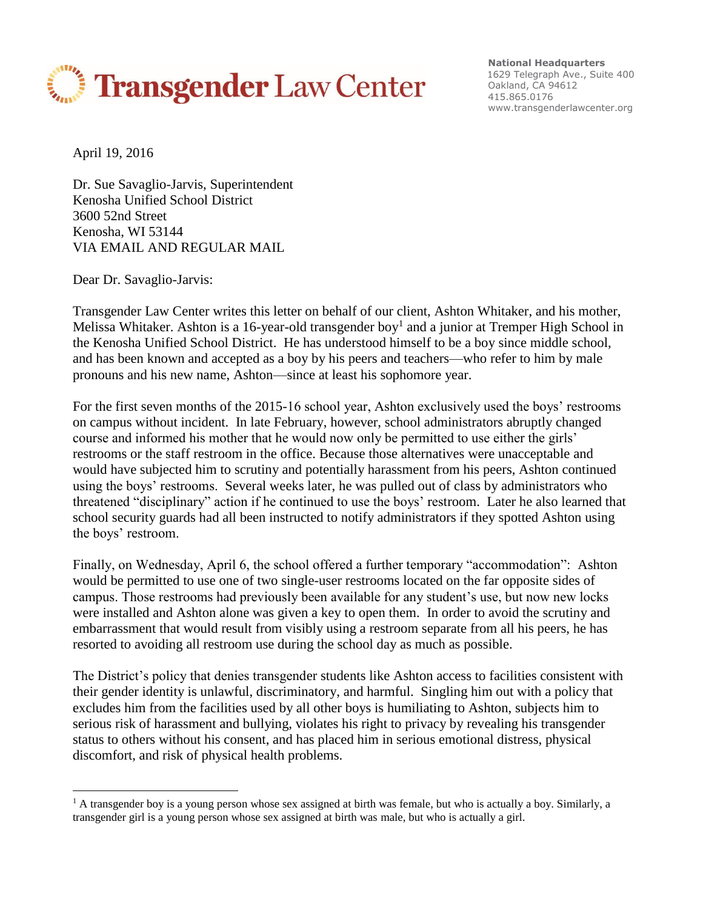**Transgender Law Center**

**National Headquarters**
1629 Telegraph Ave., Suite 400
Oakland, CA 94612
415.865.0176
www.transgenderlawcenter.org

April 19, 2016

Dr. Sue Savaglio-Jarvis, Superintendent
Kenosha Unified School District
3600 52nd Street
Kenosha, WI 53144
VIA EMAIL AND REGULAR MAIL

Dear Dr. Savaglio-Jarvis:

Transgender Law Center writes this letter on behalf of our client, Ashton Whitaker, and his mother, Melissa Whitaker. Ashton is a 16-year-old transgender boy[1] and a junior at Tremper High School in the Kenosha Unified School District. He has understood himself to be a boy since middle school, and has been known and accepted as a boy by his peers and teachers—who refer to him by male pronouns and his new name, Ashton—since at least his sophomore year.

For the first seven months of the 2015-16 school year, Ashton exclusively used the boys' restrooms on campus without incident. In late February, however, school administrators abruptly changed course and informed his mother that he would now only be permitted to use either the girls' restrooms or the staff restroom in the office. Because those alternatives were unacceptable and would have subjected him to scrutiny and potentially harassment from his peers, Ashton continued using the boys' restrooms. Several weeks later, he was pulled out of class by administrators who threatened "disciplinary" action if he continued to use the boys' restroom. Later he also learned that school security guards had all been instructed to notify administrators if they spotted Ashton using the boys' restroom.

Finally, on Wednesday, April 6, the school offered a further temporary "accommodation": Ashton would be permitted to use one of two single-user restrooms located on the far opposite sides of campus. Those restrooms had previously been available for any student's use, but now new locks were installed and Ashton alone was given a key to open them. In order to avoid the scrutiny and embarrassment that would result from visibly using a restroom separate from all his peers, he has resorted to avoiding all restroom use during the school day as much as possible.

The District's policy that denies transgender students like Ashton access to facilities consistent with their gender identity is unlawful, discriminatory, and harmful. Singling him out with a policy that excludes him from the facilities used by all other boys is humiliating to Ashton, subjects him to serious risk of harassment and bullying, violates his right to privacy by revealing his transgender status to others without his consent, and has placed him in serious emotional distress, physical discomfort, and risk of physical health problems.

---

[1] A transgender boy is a young person whose sex assigned at birth was female, but who is actually a boy. Similarly, a transgender girl is a young person whose sex assigned at birth was male, but who is actually a girl.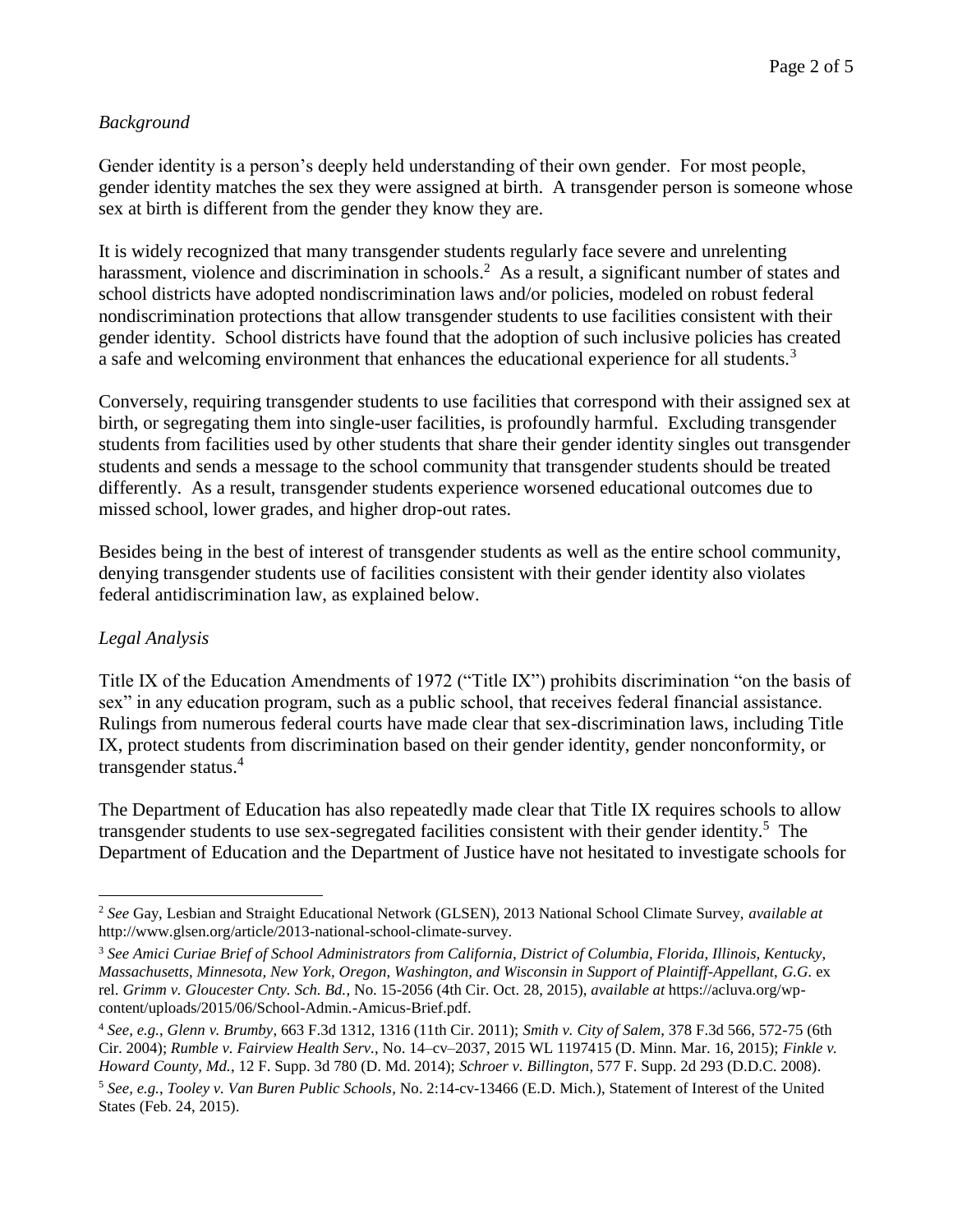*Background*

Gender identity is a person's deeply held understanding of their own gender. For most people, gender identity matches the sex they were assigned at birth. A transgender person is someone whose sex at birth is different from the gender they know they are.

It is widely recognized that many transgender students regularly face severe and unrelenting harassment, violence and discrimination in schools.[2] As a result, a significant number of states and school districts have adopted nondiscrimination laws and/or policies, modeled on robust federal nondiscrimination protections that allow transgender students to use facilities consistent with their gender identity. School districts have found that the adoption of such inclusive policies has created a safe and welcoming environment that enhances the educational experience for all students.[3]

Conversely, requiring transgender students to use facilities that correspond with their assigned sex at birth, or segregating them into single-user facilities, is profoundly harmful. Excluding transgender students from facilities used by other students that share their gender identity singles out transgender students and sends a message to the school community that transgender students should be treated differently. As a result, transgender students experience worsened educational outcomes due to missed school, lower grades, and higher drop-out rates.

Besides being in the best of interest of transgender students as well as the entire school community, denying transgender students use of facilities consistent with their gender identity also violates federal antidiscrimination law, as explained below.

*Legal Analysis*

Title IX of the Education Amendments of 1972 ("Title IX") prohibits discrimination "on the basis of sex" in any education program, such as a public school, that receives federal financial assistance. Rulings from numerous federal courts have made clear that sex-discrimination laws, including Title IX, protect students from discrimination based on their gender identity, gender nonconformity, or transgender status.[4]

The Department of Education has also repeatedly made clear that Title IX requires schools to allow transgender students to use sex-segregated facilities consistent with their gender identity.[5] The Department of Education and the Department of Justice have not hesitated to investigate schools for

---

[2] *See* Gay, Lesbian and Straight Educational Network (GLSEN), 2013 National School Climate Survey, *available at* http://www.glsen.org/article/2013-national-school-climate-survey.

[3] *See Amici Curiae Brief of School Administrators from California, District of Columbia, Florida, Illinois, Kentucky, Massachusetts, Minnesota, New York, Oregon, Washington, and Wisconsin in Support of Plaintiff-Appellant, G.G.* ex rel. *Grimm v. Gloucester Cnty. Sch. Bd.*, No. 15-2056 (4th Cir. Oct. 28, 2015), *available at* https://acluva.org/wp-content/uploads/2015/06/School-Admin.-Amicus-Brief.pdf.

[4] *See, e.g., Glenn v. Brumby*, 663 F.3d 1312, 1316 (11th Cir. 2011); *Smith v. City of Salem*, 378 F.3d 566, 572-75 (6th Cir. 2004); *Rumble v. Fairview Health Serv.*, No. 14–cv–2037, 2015 WL 1197415 (D. Minn. Mar. 16, 2015); *Finkle v. Howard County, Md.*, 12 F. Supp. 3d 780 (D. Md. 2014); *Schroer v. Billington*, 577 F. Supp. 2d 293 (D.D.C. 2008).

[5] *See, e.g., Tooley v. Van Buren Public Schools*, No. 2:14-cv-13466 (E.D. Mich.), Statement of Interest of the United States (Feb. 24, 2015).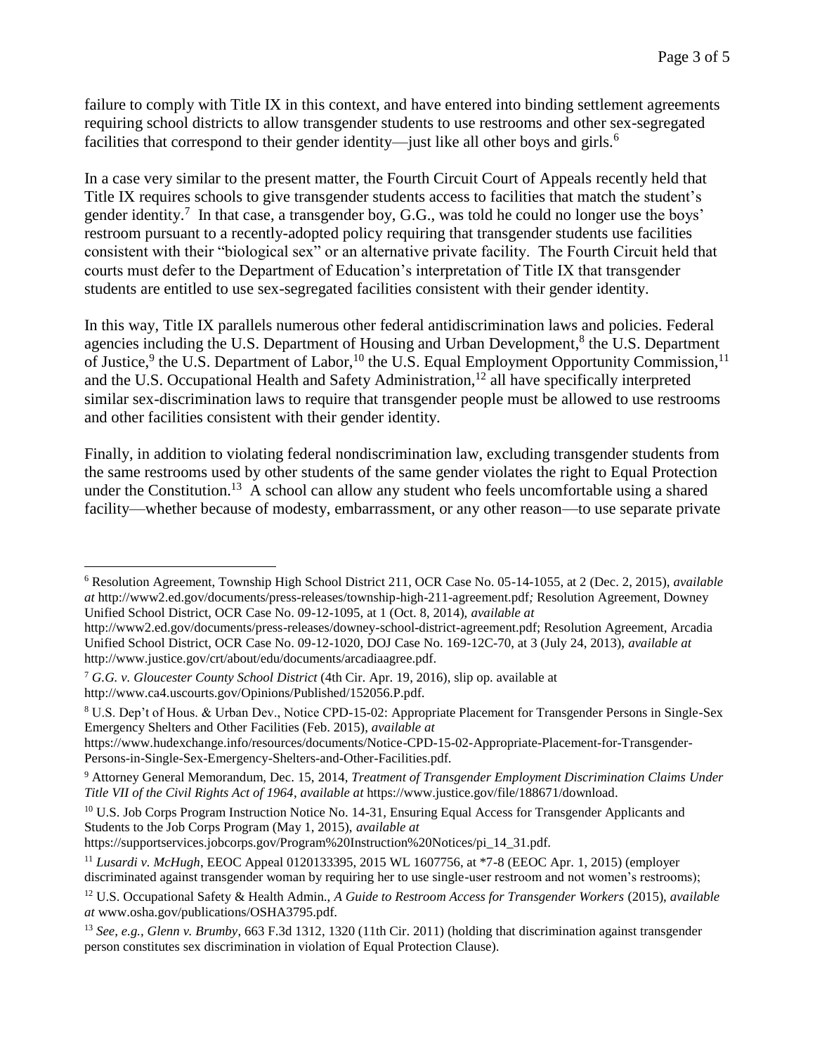failure to comply with Title IX in this context, and have entered into binding settlement agreements requiring school districts to allow transgender students to use restrooms and other sex-segregated facilities that correspond to their gender identity—just like all other boys and girls.[6]

In a case very similar to the present matter, the Fourth Circuit Court of Appeals recently held that Title IX requires schools to give transgender students access to facilities that match the student's gender identity.[7] In that case, a transgender boy, G.G., was told he could no longer use the boys' restroom pursuant to a recently-adopted policy requiring that transgender students use facilities consistent with their "biological sex" or an alternative private facility. The Fourth Circuit held that courts must defer to the Department of Education's interpretation of Title IX that transgender students are entitled to use sex-segregated facilities consistent with their gender identity.

In this way, Title IX parallels numerous other federal antidiscrimination laws and policies. Federal agencies including the U.S. Department of Housing and Urban Development,[8] the U.S. Department of Justice,[9] the U.S. Department of Labor,[10] the U.S. Equal Employment Opportunity Commission,[11] and the U.S. Occupational Health and Safety Administration,[12] all have specifically interpreted similar sex-discrimination laws to require that transgender people must be allowed to use restrooms and other facilities consistent with their gender identity.

Finally, in addition to violating federal nondiscrimination law, excluding transgender students from the same restrooms used by other students of the same gender violates the right to Equal Protection under the Constitution.[13] A school can allow any student who feels uncomfortable using a shared facility—whether because of modesty, embarrassment, or any other reason—to use separate private

---

[6] Resolution Agreement, Township High School District 211, OCR Case No. 05-14-1055, at 2 (Dec. 2, 2015), *available at* http://www2.ed.gov/documents/press-releases/township-high-211-agreement.pdf*;* Resolution Agreement, Downey Unified School District, OCR Case No. 09-12-1095, at 1 (Oct. 8, 2014), *available at* http://www2.ed.gov/documents/press-releases/downey-school-district-agreement.pdf; Resolution Agreement, Arcadia Unified School District, OCR Case No. 09-12-1020, DOJ Case No. 169-12C-70, at 3 (July 24, 2013), *available at* http://www.justice.gov/crt/about/edu/documents/arcadiaagree.pdf.

[7] *G.G. v. Gloucester County School District* (4th Cir. Apr. 19, 2016), slip op. available at http://www.ca4.uscourts.gov/Opinions/Published/152056.P.pdf.

[8] U.S. Dep't of Hous. & Urban Dev., Notice CPD-15-02: Appropriate Placement for Transgender Persons in Single-Sex Emergency Shelters and Other Facilities (Feb. 2015), *available at* https://www.hudexchange.info/resources/documents/Notice-CPD-15-02-Appropriate-Placement-for-Transgender-Persons-in-Single-Sex-Emergency-Shelters-and-Other-Facilities.pdf.

[9] Attorney General Memorandum, Dec. 15, 2014, *Treatment of Transgender Employment Discrimination Claims Under Title VII of the Civil Rights Act of 1964*, *available at* https://www.justice.gov/file/188671/download.

[10] U.S. Job Corps Program Instruction Notice No. 14-31, Ensuring Equal Access for Transgender Applicants and Students to the Job Corps Program (May 1, 2015), *available at* https://supportservices.jobcorps.gov/Program%20Instruction%20Notices/pi_14_31.pdf.

[11] *Lusardi v. McHugh*, EEOC Appeal 0120133395, 2015 WL 1607756, at *7-8 (EEOC Apr. 1, 2015) (employer discriminated against transgender woman by requiring her to use single-user restroom and not women's restrooms);

[12] U.S. Occupational Safety & Health Admin., *A Guide to Restroom Access for Transgender Workers* (2015), *available at* www.osha.gov/publications/OSHA3795.pdf.

[13] *See, e.g.*, *Glenn v. Brumby*, 663 F.3d 1312, 1320 (11th Cir. 2011) (holding that discrimination against transgender person constitutes sex discrimination in violation of Equal Protection Clause).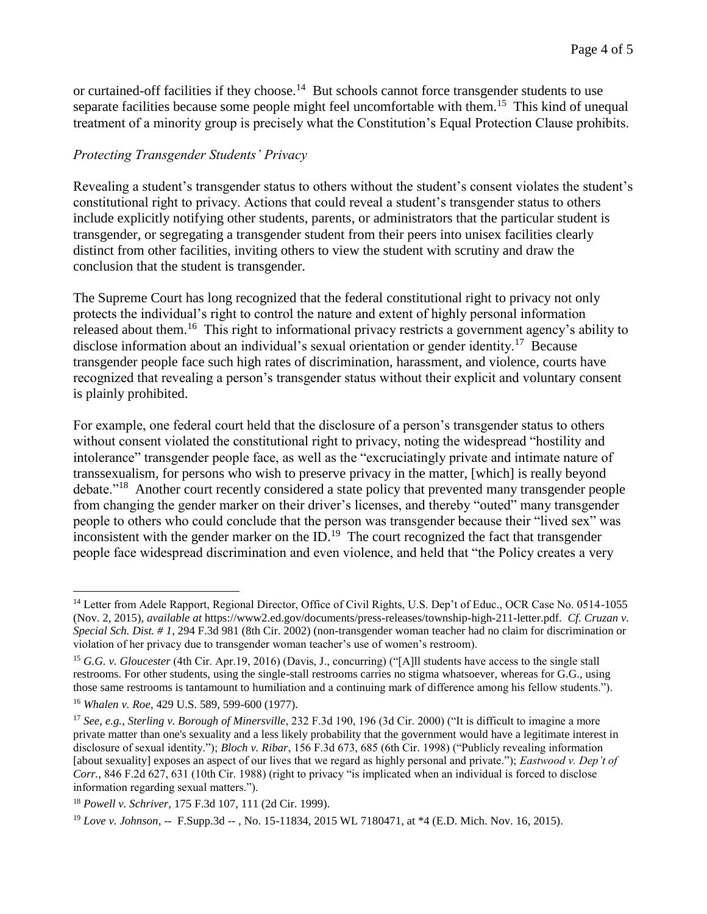or curtained-off facilities if they choose.[14] But schools cannot force transgender students to use separate facilities because some people might feel uncomfortable with them.[15] This kind of unequal treatment of a minority group is precisely what the Constitution's Equal Protection Clause prohibits.

*Protecting Transgender Students' Privacy*

Revealing a student's transgender status to others without the student's consent violates the student's constitutional right to privacy. Actions that could reveal a student's transgender status to others include explicitly notifying other students, parents, or administrators that the particular student is transgender, or segregating a transgender student from their peers into unisex facilities clearly distinct from other facilities, inviting others to view the student with scrutiny and draw the conclusion that the student is transgender.

The Supreme Court has long recognized that the federal constitutional right to privacy not only protects the individual's right to control the nature and extent of highly personal information released about them.[16] This right to informational privacy restricts a government agency's ability to disclose information about an individual's sexual orientation or gender identity.[17] Because transgender people face such high rates of discrimination, harassment, and violence, courts have recognized that revealing a person's transgender status without their explicit and voluntary consent is plainly prohibited.

For example, one federal court held that the disclosure of a person's transgender status to others without consent violated the constitutional right to privacy, noting the widespread "hostility and intolerance" transgender people face, as well as the "excruciatingly private and intimate nature of transsexualism, for persons who wish to preserve privacy in the matter, [which] is really beyond debate."[18] Another court recently considered a state policy that prevented many transgender people from changing the gender marker on their driver's licenses, and thereby "outed" many transgender people to others who could conclude that the person was transgender because their "lived sex" was inconsistent with the gender marker on the ID.[19] The court recognized the fact that transgender people face widespread discrimination and even violence, and held that "the Policy creates a very

---

[14] Letter from Adele Rapport, Regional Director, Office of Civil Rights, U.S. Dep't of Educ., OCR Case No. 0514-1055 (Nov. 2, 2015), *available at* https://www2.ed.gov/documents/press-releases/township-high-211-letter.pdf. *Cf. Cruzan v. Special Sch. Dist. # 1*, 294 F.3d 981 (8th Cir. 2002) (non-transgender woman teacher had no claim for discrimination or violation of her privacy due to transgender woman teacher's use of women's restroom).

[15] *G.G. v. Gloucester* (4th Cir. Apr.19, 2016) (Davis, J., concurring) ("[A]ll students have access to the single stall restrooms. For other students, using the single-stall restrooms carries no stigma whatsoever, whereas for G.G., using those same restrooms is tantamount to humiliation and a continuing mark of difference among his fellow students.").

[16] *Whalen v. Roe*, 429 U.S. 589, 599-600 (1977).

[17] *See, e.g.*, *Sterling v. Borough of Minersville*, 232 F.3d 190, 196 (3d Cir. 2000) ("It is difficult to imagine a more private matter than one's sexuality and a less likely probability that the government would have a legitimate interest in disclosure of sexual identity."); *Bloch v. Ribar*, 156 F.3d 673, 685 (6th Cir. 1998) ("Publicly revealing information [about sexuality] exposes an aspect of our lives that we regard as highly personal and private."); *Eastwood v. Dep't of Corr.,* 846 F.2d 627, 631 (10th Cir. 1988) (right to privacy "is implicated when an individual is forced to disclose information regarding sexual matters.").

[18] *Powell v. Schriver,* 175 F.3d 107, 111 (2d Cir. 1999).

[19] *Love v. Johnson*, -- F.Supp.3d -- , No. 15-11834, 2015 WL 7180471, at *4 (E.D. Mich. Nov. 16, 2015).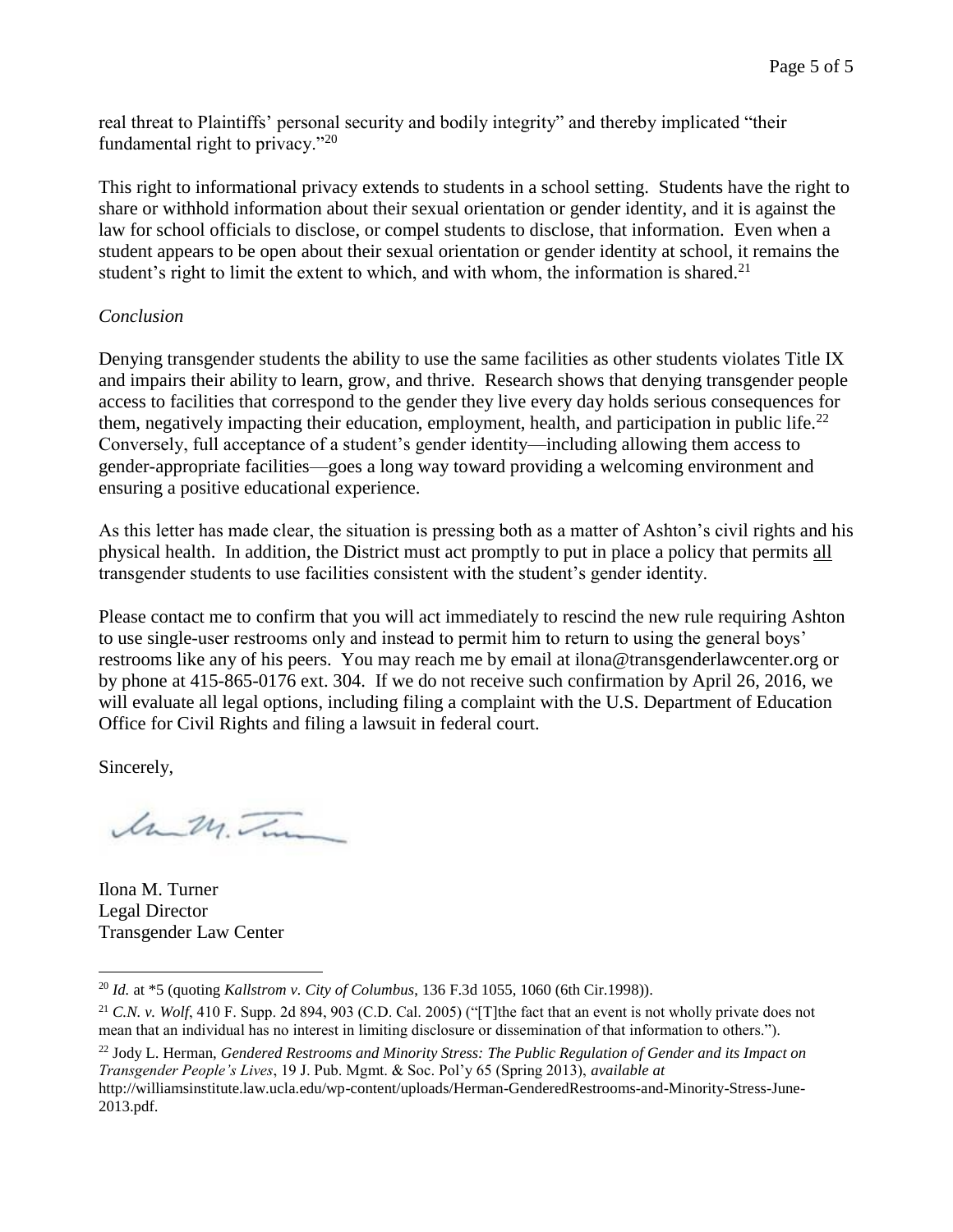real threat to Plaintiffs' personal security and bodily integrity" and thereby implicated "their fundamental right to privacy."[20]

This right to informational privacy extends to students in a school setting. Students have the right to share or withhold information about their sexual orientation or gender identity, and it is against the law for school officials to disclose, or compel students to disclose, that information. Even when a student appears to be open about their sexual orientation or gender identity at school, it remains the student's right to limit the extent to which, and with whom, the information is shared.[21]

*Conclusion*

Denying transgender students the ability to use the same facilities as other students violates Title IX and impairs their ability to learn, grow, and thrive. Research shows that denying transgender people access to facilities that correspond to the gender they live every day holds serious consequences for them, negatively impacting their education, employment, health, and participation in public life.[22] Conversely, full acceptance of a student's gender identity—including allowing them access to gender-appropriate facilities—goes a long way toward providing a welcoming environment and ensuring a positive educational experience.

As this letter has made clear, the situation is pressing both as a matter of Ashton's civil rights and his physical health. In addition, the District must act promptly to put in place a policy that permits <u>all</u> transgender students to use facilities consistent with the student's gender identity.

Please contact me to confirm that you will act immediately to rescind the new rule requiring Ashton to use single-user restrooms only and instead to permit him to return to using the general boys' restrooms like any of his peers. You may reach me by email at ilona@transgenderlawcenter.org or by phone at 415-865-0176 ext. 304. If we do not receive such confirmation by April 26, 2016, we will evaluate all legal options, including filing a complaint with the U.S. Department of Education Office for Civil Rights and filing a lawsuit in federal court.

Sincerely,

Ilona M. Turner
Legal Director
Transgender Law Center

---

[20] *Id.* at *5 (quoting *Kallstrom v. City of Columbus*, 136 F.3d 1055, 1060 (6th Cir.1998)).

[21] *C.N. v. Wolf*, 410 F. Supp. 2d 894, 903 (C.D. Cal. 2005) ("[T]he fact that an event is not wholly private does not mean that an individual has no interest in limiting disclosure or dissemination of that information to others.").

[22] Jody L. Herman, *Gendered Restrooms and Minority Stress: The Public Regulation of Gender and its Impact on Transgender People's Lives*, 19 J. Pub. Mgmt. & Soc. Pol'y 65 (Spring 2013), *available at* http://williamsinstitute.law.ucla.edu/wp-content/uploads/Herman-GenderedRestrooms-and-Minority-Stress-June-2013.pdf.